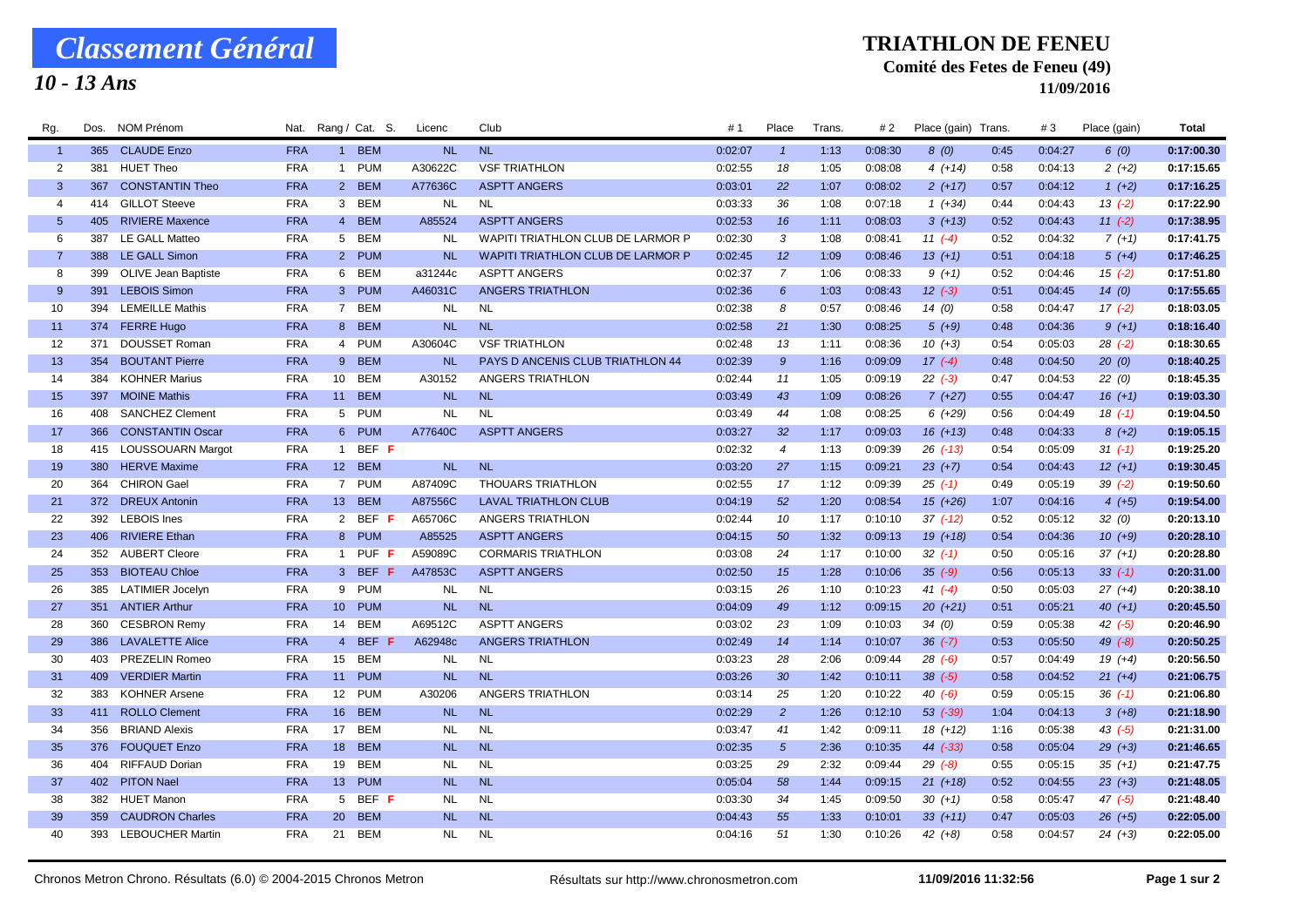# Classement Général

## 10 - 13 Ans

**TRIATHLON DE FENEU**

**Comité des Fetes de Feneu (49)**

**11/09/2016**

| Rg. | Dos. | NOM Prénom | Nat. | Rang / Cat. | S. | Licenc | Club | # 1 | Place | Trans. | # 2 | Place (gain) | Trans. | # 3 | Place (gain) | Total |
|---|---|---|---|---|---|---|---|---|---|---|---|---|---|---|---|---|
| 1 | 365 | CLAUDE Enzo | FRA | 1 BEM | | NL | NL | 0:02:07 | 1 | 1:13 | 0:08:30 | 8 (0) | 0:45 | 0:04:27 | 6 (0) | 0:17:00.30 |
| 2 | 381 | HUET Theo | FRA | 1 PUM | | A30622C | VSF TRIATHLON | 0:02:55 | 18 | 1:05 | 0:08:08 | 4 (+14) | 0:58 | 0:04:13 | 2 (+2) | 0:17:15.65 |
| 3 | 367 | CONSTANTIN Theo | FRA | 2 BEM | | A77636C | ASPTT ANGERS | 0:03:01 | 22 | 1:07 | 0:08:02 | 2 (+17) | 0:57 | 0:04:12 | 1 (+2) | 0:17:16.25 |
| 4 | 414 | GILLOT Steeve | FRA | 3 BEM | | NL | NL | 0:03:33 | 36 | 1:08 | 0:07:18 | 1 (+34) | 0:44 | 0:04:43 | 13 (-2) | 0:17:22.90 |
| 5 | 405 | RIVIERE Maxence | FRA | 4 BEM | | A85524 | ASPTT ANGERS | 0:02:53 | 16 | 1:11 | 0:08:03 | 3 (+13) | 0:52 | 0:04:43 | 11 (-2) | 0:17:38.95 |
| 6 | 387 | LE GALL Matteo | FRA | 5 BEM | | NL | WAPITI TRIATHLON CLUB DE LARMOR P | 0:02:30 | 3 | 1:08 | 0:08:41 | 11 (-4) | 0:52 | 0:04:32 | 7 (+1) | 0:17:41.75 |
| 7 | 388 | LE GALL Simon | FRA | 2 PUM | | NL | WAPITI TRIATHLON CLUB DE LARMOR P | 0:02:45 | 12 | 1:09 | 0:08:46 | 13 (+1) | 0:51 | 0:04:18 | 5 (+4) | 0:17:46.25 |
| 8 | 399 | OLIVE Jean Baptiste | FRA | 6 BEM | | a31244c | ASPTT ANGERS | 0:02:37 | 7 | 1:06 | 0:08:33 | 9 (+1) | 0:52 | 0:04:46 | 15 (-2) | 0:17:51.80 |
| 9 | 391 | LEBOIS Simon | FRA | 3 PUM | | A46031C | ANGERS TRIATHLON | 0:02:36 | 6 | 1:03 | 0:08:43 | 12 (-3) | 0:51 | 0:04:45 | 14 (0) | 0:17:55.65 |
| 10 | 394 | LEMEILLE Mathis | FRA | 7 BEM | | NL | NL | 0:02:38 | 8 | 0:57 | 0:08:46 | 14 (0) | 0:58 | 0:04:47 | 17 (-2) | 0:18:03.05 |
| 11 | 374 | FERRE Hugo | FRA | 8 BEM | | NL | NL | 0:02:58 | 21 | 1:30 | 0:08:25 | 5 (+9) | 0:48 | 0:04:36 | 9 (+1) | 0:18:16.40 |
| 12 | 371 | DOUSSET Roman | FRA | 4 PUM | | A30604C | VSF TRIATHLON | 0:02:48 | 13 | 1:11 | 0:08:36 | 10 (+3) | 0:54 | 0:05:03 | 28 (-2) | 0:18:30.65 |
| 13 | 354 | BOUTANT Pierre | FRA | 9 BEM | | NL | PAYS D ANCENIS CLUB TRIATHLON 44 | 0:02:39 | 9 | 1:16 | 0:09:09 | 17 (-4) | 0:48 | 0:04:50 | 20 (0) | 0:18:40.25 |
| 14 | 384 | KOHNER Marius | FRA | 10 BEM | | A30152 | ANGERS TRIATHLON | 0:02:44 | 11 | 1:05 | 0:09:19 | 22 (-3) | 0:47 | 0:04:53 | 22 (0) | 0:18:45.35 |
| 15 | 397 | MOINE Mathis | FRA | 11 BEM | | NL | NL | 0:03:49 | 43 | 1:09 | 0:08:26 | 7 (+27) | 0:55 | 0:04:47 | 16 (+1) | 0:19:03.30 |
| 16 | 408 | SANCHEZ Clement | FRA | 5 PUM | | NL | NL | 0:03:49 | 44 | 1:08 | 0:08:25 | 6 (+29) | 0:56 | 0:04:49 | 18 (-1) | 0:19:04.50 |
| 17 | 366 | CONSTANTIN Oscar | FRA | 6 PUM | | A77640C | ASPTT ANGERS | 0:03:27 | 32 | 1:17 | 0:09:03 | 16 (+13) | 0:48 | 0:04:33 | 8 (+2) | 0:19:05.15 |
| 18 | 415 | LOUSSOUARN Margot | FRA | 1 BEF | F | | | 0:02:32 | 4 | 1:13 | 0:09:39 | 26 (-13) | 0:54 | 0:05:09 | 31 (-1) | 0:19:25.20 |
| 19 | 380 | HERVE Maxime | FRA | 12 BEM | | NL | NL | 0:03:20 | 27 | 1:15 | 0:09:21 | 23 (+7) | 0:54 | 0:04:43 | 12 (+1) | 0:19:30.45 |
| 20 | 364 | CHIRON Gael | FRA | 7 PUM | | A87409C | THOUARS TRIATHLON | 0:02:55 | 17 | 1:12 | 0:09:39 | 25 (-1) | 0:49 | 0:05:19 | 39 (-2) | 0:19:50.60 |
| 21 | 372 | DREUX Antonin | FRA | 13 BEM | | A87556C | LAVAL TRIATHLON CLUB | 0:04:19 | 52 | 1:20 | 0:08:54 | 15 (+26) | 1:07 | 0:04:16 | 4 (+5) | 0:19:54.00 |
| 22 | 392 | LEBOIS Ines | FRA | 2 BEF | F | A65706C | ANGERS TRIATHLON | 0:02:44 | 10 | 1:17 | 0:10:10 | 37 (-12) | 0:52 | 0:05:12 | 32 (0) | 0:20:13.10 |
| 23 | 406 | RIVIERE Ethan | FRA | 8 PUM | | A85525 | ASPTT ANGERS | 0:04:15 | 50 | 1:32 | 0:09:13 | 19 (+18) | 0:54 | 0:04:36 | 10 (+9) | 0:20:28.10 |
| 24 | 352 | AUBERT Cleore | FRA | 1 PUF | F | A59089C | CORMARIS TRIATHLON | 0:03:08 | 24 | 1:17 | 0:10:00 | 32 (-1) | 0:50 | 0:05:16 | 37 (+1) | 0:20:28.80 |
| 25 | 353 | BIOTEAU Chloe | FRA | 3 BEF | F | A47853C | ASPTT ANGERS | 0:02:50 | 15 | 1:28 | 0:10:06 | 35 (-9) | 0:56 | 0:05:13 | 33 (-1) | 0:20:31.00 |
| 26 | 385 | LATIMIER Jocelyn | FRA | 9 PUM | | NL | NL | 0:03:15 | 26 | 1:10 | 0:10:23 | 41 (-4) | 0:50 | 0:05:03 | 27 (+4) | 0:20:38.10 |
| 27 | 351 | ANTIER Arthur | FRA | 10 PUM | | NL | NL | 0:04:09 | 49 | 1:12 | 0:09:15 | 20 (+21) | 0:51 | 0:05:21 | 40 (+1) | 0:20:45.50 |
| 28 | 360 | CESBRON Remy | FRA | 14 BEM | | A69512C | ASPTT ANGERS | 0:03:02 | 23 | 1:09 | 0:10:03 | 34 (0) | 0:59 | 0:05:38 | 42 (-5) | 0:20:46.90 |
| 29 | 386 | LAVALETTE Alice | FRA | 4 BEF | F | A62948c | ANGERS TRIATHLON | 0:02:49 | 14 | 1:14 | 0:10:07 | 36 (-7) | 0:53 | 0:05:50 | 49 (-8) | 0:20:50.25 |
| 30 | 403 | PREZELIN Romeo | FRA | 15 BEM | | NL | NL | 0:03:23 | 28 | 2:06 | 0:09:44 | 28 (-6) | 0:57 | 0:04:49 | 19 (+4) | 0:20:56.50 |
| 31 | 409 | VERDIER Martin | FRA | 11 PUM | | NL | NL | 0:03:26 | 30 | 1:42 | 0:10:11 | 38 (-5) | 0:58 | 0:04:52 | 21 (+4) | 0:21:06.75 |
| 32 | 383 | KOHNER Arsene | FRA | 12 PUM | | A30206 | ANGERS TRIATHLON | 0:03:14 | 25 | 1:20 | 0:10:22 | 40 (-6) | 0:59 | 0:05:15 | 36 (-1) | 0:21:06.80 |
| 33 | 411 | ROLLO Clement | FRA | 16 BEM | | NL | NL | 0:02:29 | 2 | 1:26 | 0:12:10 | 53 (-39) | 1:04 | 0:04:13 | 3 (+8) | 0:21:18.90 |
| 34 | 356 | BRIAND Alexis | FRA | 17 BEM | | NL | NL | 0:03:47 | 41 | 1:42 | 0:09:11 | 18 (+12) | 1:16 | 0:05:38 | 43 (-5) | 0:21:31.00 |
| 35 | 376 | FOUQUET Enzo | FRA | 18 BEM | | NL | NL | 0:02:35 | 5 | 2:36 | 0:10:35 | 44 (-33) | 0:58 | 0:05:04 | 29 (+3) | 0:21:46.65 |
| 36 | 404 | RIFFAUD Dorian | FRA | 19 BEM | | NL | NL | 0:03:25 | 29 | 2:32 | 0:09:44 | 29 (-8) | 0:55 | 0:05:15 | 35 (+1) | 0:21:47.75 |
| 37 | 402 | PITON Nael | FRA | 13 PUM | | NL | NL | 0:05:04 | 58 | 1:44 | 0:09:15 | 21 (+18) | 0:52 | 0:04:55 | 23 (+3) | 0:21:48.05 |
| 38 | 382 | HUET Manon | FRA | 5 BEF | F | NL | NL | 0:03:30 | 34 | 1:45 | 0:09:50 | 30 (+1) | 0:58 | 0:05:47 | 47 (-5) | 0:21:48.40 |
| 39 | 359 | CAUDRON Charles | FRA | 20 BEM | | NL | NL | 0:04:43 | 55 | 1:33 | 0:10:01 | 33 (+11) | 0:47 | 0:05:03 | 26 (+5) | 0:22:05.00 |
| 40 | 393 | LEBOUCHER Martin | FRA | 21 BEM | | NL | NL | 0:04:16 | 51 | 1:30 | 0:10:26 | 42 (+8) | 0:58 | 0:04:57 | 24 (+3) | 0:22:05.00 |

Chronos Metron Chrono. Résultats (6.0) © 2004-2015 Chronos Metron — Résultats sur http://www.chronosmetron.com — 11/09/2016 11:32:56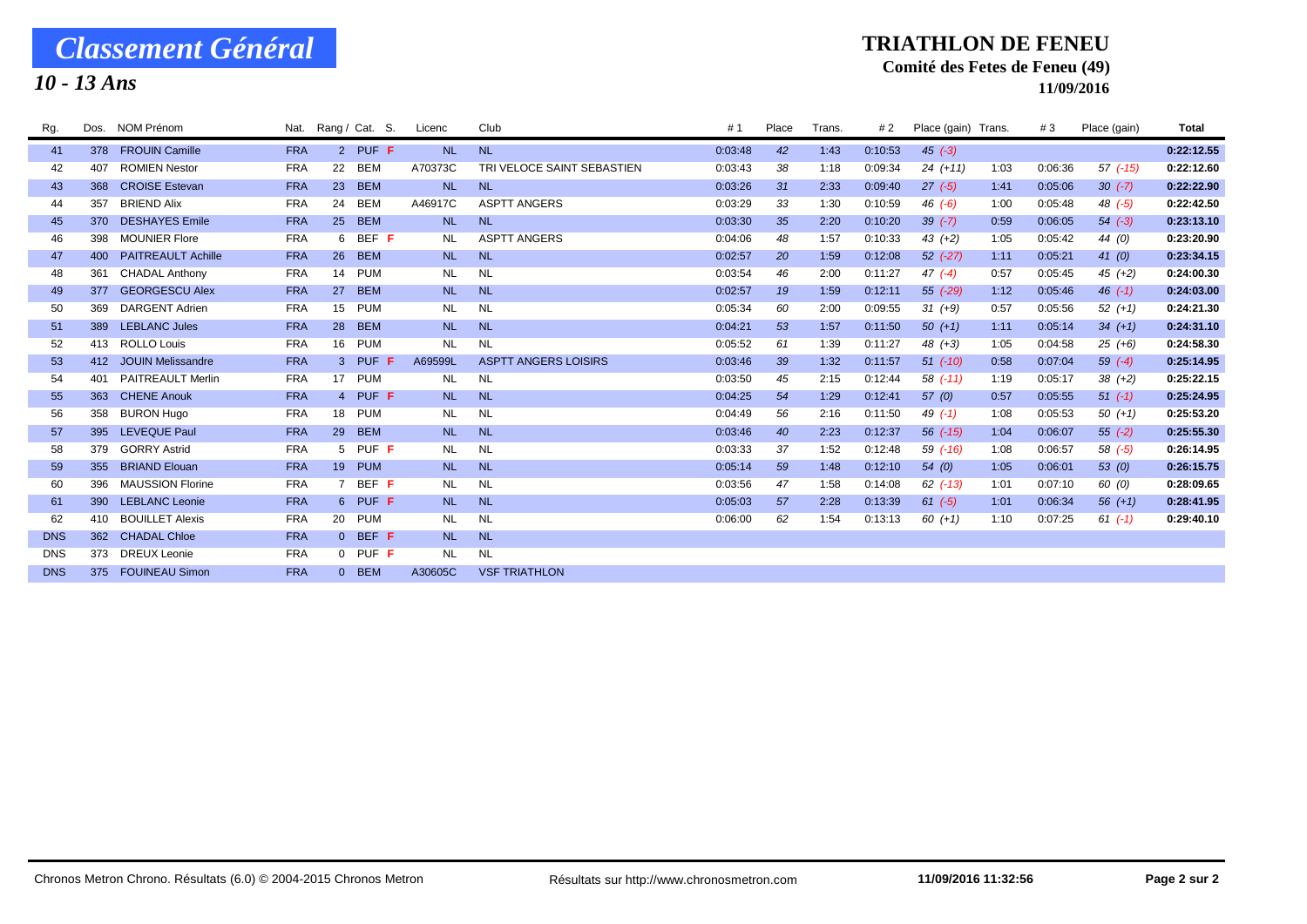# Classement Général

## 10 - 13 Ans

**TRIATHLON DE FENEU**

**Comité des Fetes de Feneu (49)**

**11/09/2016**

| Rg. | Dos. | NOM Prénom | Nat. | Rang / Cat. | S. | Licenc | Club | # 1 | Place | Trans. | # 2 | Place (gain) | Trans. | # 3 | Place (gain) | Total |
|---|---|---|---|---|---|---|---|---|---|---|---|---|---|---|---|---|
| 41 | 378 | FROUIN Camille | FRA | 2 PUF | F | NL | NL | 0:03:48 | 42 | 1:43 | 0:10:53 | 45 (-3) | | | | 0:22:12.55 |
| 42 | 407 | ROMIEN Nestor | FRA | 22 BEM | | A70373C | TRI VELOCE SAINT SEBASTIEN | 0:03:43 | 38 | 1:18 | 0:09:34 | 24 (+11) | 1:03 | 0:06:36 | 57 (-15) | 0:22:12.60 |
| 43 | 368 | CROISE Estevan | FRA | 23 BEM | | NL | NL | 0:03:26 | 31 | 2:33 | 0:09:40 | 27 (-5) | 1:41 | 0:05:06 | 30 (-7) | 0:22:22.90 |
| 44 | 357 | BRIEND Alix | FRA | 24 BEM | | A46917C | ASPTT ANGERS | 0:03:29 | 33 | 1:30 | 0:10:59 | 46 (-6) | 1:00 | 0:05:48 | 48 (-5) | 0:22:42.50 |
| 45 | 370 | DESHAYES Emile | FRA | 25 BEM | | NL | NL | 0:03:30 | 35 | 2:20 | 0:10:20 | 39 (-7) | 0:59 | 0:06:05 | 54 (-3) | 0:23:13.10 |
| 46 | 398 | MOUNIER Flore | FRA | 6 BEF | F | NL | ASPTT ANGERS | 0:04:06 | 48 | 1:57 | 0:10:33 | 43 (+2) | 1:05 | 0:05:42 | 44 (0) | 0:23:20.90 |
| 47 | 400 | PAITREAULT Achille | FRA | 26 BEM | | NL | NL | 0:02:57 | 20 | 1:59 | 0:12:08 | 52 (-27) | 1:11 | 0:05:21 | 41 (0) | 0:23:34.15 |
| 48 | 361 | CHADAL Anthony | FRA | 14 PUM | | NL | NL | 0:03:54 | 46 | 2:00 | 0:11:27 | 47 (-4) | 0:57 | 0:05:45 | 45 (+2) | 0:24:00.30 |
| 49 | 377 | GEORGESCU Alex | FRA | 27 BEM | | NL | NL | 0:02:57 | 19 | 1:59 | 0:12:11 | 55 (-29) | 1:12 | 0:05:46 | 46 (-1) | 0:24:03.00 |
| 50 | 369 | DARGENT Adrien | FRA | 15 PUM | | NL | NL | 0:05:34 | 60 | 2:00 | 0:09:55 | 31 (+9) | 0:57 | 0:05:56 | 52 (+1) | 0:24:21.30 |
| 51 | 389 | LEBLANC Jules | FRA | 28 BEM | | NL | NL | 0:04:21 | 53 | 1:57 | 0:11:50 | 50 (+1) | 1:11 | 0:05:14 | 34 (+1) | 0:24:31.10 |
| 52 | 413 | ROLLO Louis | FRA | 16 PUM | | NL | NL | 0:05:52 | 61 | 1:39 | 0:11:27 | 48 (+3) | 1:05 | 0:04:58 | 25 (+6) | 0:24:58.30 |
| 53 | 412 | JOUIN Melissandre | FRA | 3 PUF | F | A69599L | ASPTT ANGERS LOISIRS | 0:03:46 | 39 | 1:32 | 0:11:57 | 51 (-10) | 0:58 | 0:07:04 | 59 (-4) | 0:25:14.95 |
| 54 | 401 | PAITREAULT Merlin | FRA | 17 PUM | | NL | NL | 0:03:50 | 45 | 2:15 | 0:12:44 | 58 (-11) | 1:19 | 0:05:17 | 38 (+2) | 0:25:22.15 |
| 55 | 363 | CHENE Anouk | FRA | 4 PUF | F | NL | NL | 0:04:25 | 54 | 1:29 | 0:12:41 | 57 (0) | 0:57 | 0:05:55 | 51 (-1) | 0:25:24.95 |
| 56 | 358 | BURON Hugo | FRA | 18 PUM | | NL | NL | 0:04:49 | 56 | 2:16 | 0:11:50 | 49 (-1) | 1:08 | 0:05:53 | 50 (+1) | 0:25:53.20 |
| 57 | 395 | LEVEQUE Paul | FRA | 29 BEM | | NL | NL | 0:03:46 | 40 | 2:23 | 0:12:37 | 56 (-15) | 1:04 | 0:06:07 | 55 (-2) | 0:25:55.30 |
| 58 | 379 | GORRY Astrid | FRA | 5 PUF | F | NL | NL | 0:03:33 | 37 | 1:52 | 0:12:48 | 59 (-16) | 1:08 | 0:06:57 | 58 (-5) | 0:26:14.95 |
| 59 | 355 | BRIAND Elouan | FRA | 19 PUM | | NL | NL | 0:05:14 | 59 | 1:48 | 0:12:10 | 54 (0) | 1:05 | 0:06:01 | 53 (0) | 0:26:15.75 |
| 60 | 396 | MAUSSION Florine | FRA | 7 BEF | F | NL | NL | 0:03:56 | 47 | 1:58 | 0:14:08 | 62 (-13) | 1:01 | 0:07:10 | 60 (0) | 0:28:09.65 |
| 61 | 390 | LEBLANC Leonie | FRA | 6 PUF | F | NL | NL | 0:05:03 | 57 | 2:28 | 0:13:39 | 61 (-5) | 1:01 | 0:06:34 | 56 (+1) | 0:28:41.95 |
| 62 | 410 | BOUILLET Alexis | FRA | 20 PUM | | NL | NL | 0:06:00 | 62 | 1:54 | 0:13:13 | 60 (+1) | 1:10 | 0:07:25 | 61 (-1) | 0:29:40.10 |
| DNS | 362 | CHADAL Chloe | FRA | 0 BEF | F | NL | NL | | | | | | | | | |
| DNS | 373 | DREUX Leonie | FRA | 0 PUF | F | NL | NL | | | | | | | | | |
| DNS | 375 | FOUINEAU Simon | FRA | 0 BEM | | A30605C | VSF TRIATHLON | | | | | | | | | |

Chronos Metron Chrono. Résultats (6.0) © 2004-2015 Chronos Metron — Résultats sur http://www.chronosmetron.com — 11/09/2016 11:32:56